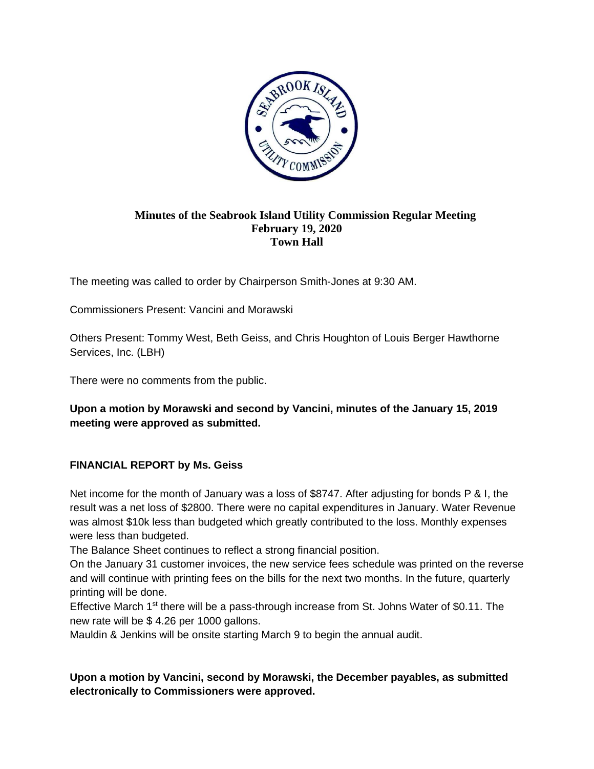**Minutes of the Seabrook Island Utility Commission Regular Meeting**
**February 19, 2020**
**Town Hall**

The meeting was called to order by Chairperson Smith-Jones at 9:30 AM.

Commissioners Present: Vancini and Morawski

Others Present: Tommy West, Beth Geiss, and Chris Houghton of Louis Berger Hawthorne Services, Inc. (LBH)

There were no comments from the public.

**Upon a motion by Morawski and second by Vancini, minutes of the January 15, 2019 meeting were approved as submitted.**

**FINANCIAL REPORT by Ms. Geiss**

Net income for the month of January was a loss of $8747. After adjusting for bonds P & I, the result was a net loss of $2800. There were no capital expenditures in January. Water Revenue was almost $10k less than budgeted which greatly contributed to the loss. Monthly expenses were less than budgeted.

The Balance Sheet continues to reflect a strong financial position.

On the January 31 customer invoices, the new service fees schedule was printed on the reverse and will continue with printing fees on the bills for the next two months. In the future, quarterly printing will be done.

Effective March 1st there will be a pass-through increase from St. Johns Water of $0.11. The new rate will be $ 4.26 per 1000 gallons.

Mauldin & Jenkins will be onsite starting March 9 to begin the annual audit.

**Upon a motion by Vancini, second by Morawski, the December payables, as submitted electronically to Commissioners were approved.**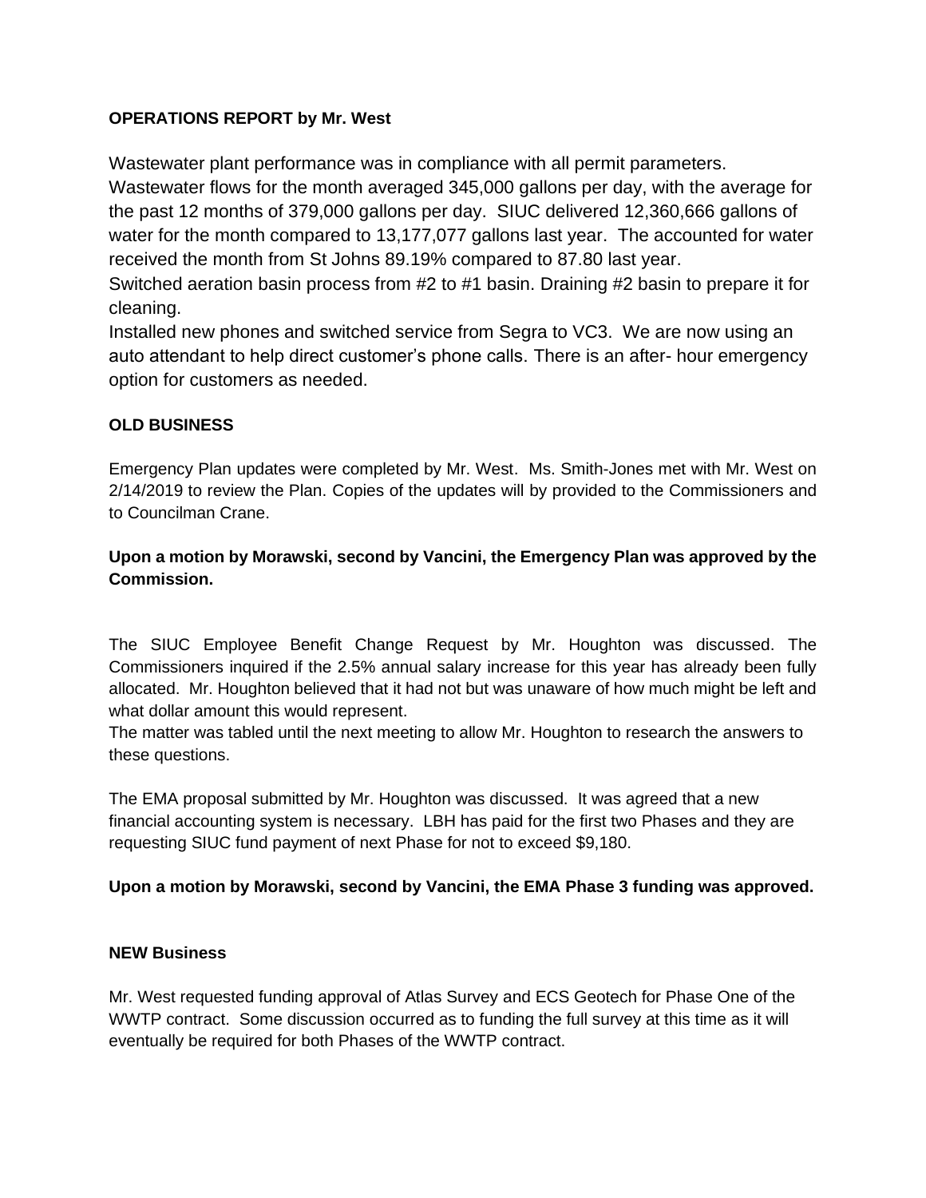**OPERATIONS REPORT by Mr. West**

Wastewater plant performance was in compliance with all permit parameters. Wastewater flows for the month averaged 345,000 gallons per day, with the average for the past 12 months of 379,000 gallons per day. SIUC delivered 12,360,666 gallons of water for the month compared to 13,177,077 gallons last year. The accounted for water received the month from St Johns 89.19% compared to 87.80 last year.
Switched aeration basin process from #2 to #1 basin. Draining #2 basin to prepare it for cleaning.
Installed new phones and switched service from Segra to VC3. We are now using an auto attendant to help direct customer's phone calls. There is an after- hour emergency option for customers as needed.

**OLD BUSINESS**

Emergency Plan updates were completed by Mr. West. Ms. Smith-Jones met with Mr. West on 2/14/2019 to review the Plan. Copies of the updates will by provided to the Commissioners and to Councilman Crane.

**Upon a motion by Morawski, second by Vancini, the Emergency Plan was approved by the Commission.**

The SIUC Employee Benefit Change Request by Mr. Houghton was discussed. The Commissioners inquired if the 2.5% annual salary increase for this year has already been fully allocated. Mr. Houghton believed that it had not but was unaware of how much might be left and what dollar amount this would represent.
The matter was tabled until the next meeting to allow Mr. Houghton to research the answers to these questions.

The EMA proposal submitted by Mr. Houghton was discussed. It was agreed that a new financial accounting system is necessary. LBH has paid for the first two Phases and they are requesting SIUC fund payment of next Phase for not to exceed $9,180.

**Upon a motion by Morawski, second by Vancini, the EMA Phase 3 funding was approved.**

**NEW Business**

Mr. West requested funding approval of Atlas Survey and ECS Geotech for Phase One of the WWTP contract. Some discussion occurred as to funding the full survey at this time as it will eventually be required for both Phases of the WWTP contract.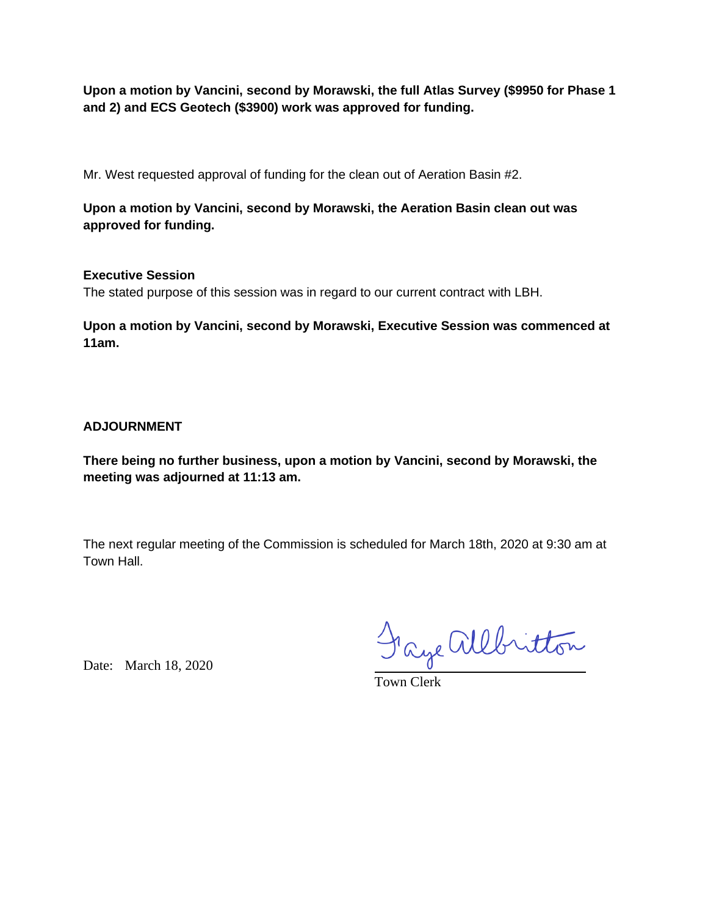**Upon a motion by Vancini, second by Morawski, the full Atlas Survey ($9950 for Phase 1 and 2) and ECS Geotech ($3900) work was approved for funding.**

Mr. West requested approval of funding for the clean out of Aeration Basin #2.

**Upon a motion by Vancini, second by Morawski, the Aeration Basin clean out was approved for funding.**

**Executive Session**

The stated purpose of this session was in regard to our current contract with LBH.

**Upon a motion by Vancini, second by Morawski, Executive Session was commenced at 11am.**

**ADJOURNMENT**

**There being no further business, upon a motion by Vancini, second by Morawski, the meeting was adjourned at 11:13 am.**

The next regular meeting of the Commission is scheduled for March 18th, 2020 at 9:30 am at Town Hall.

Date: March 18, 2020

Faye Allbritton

Town Clerk